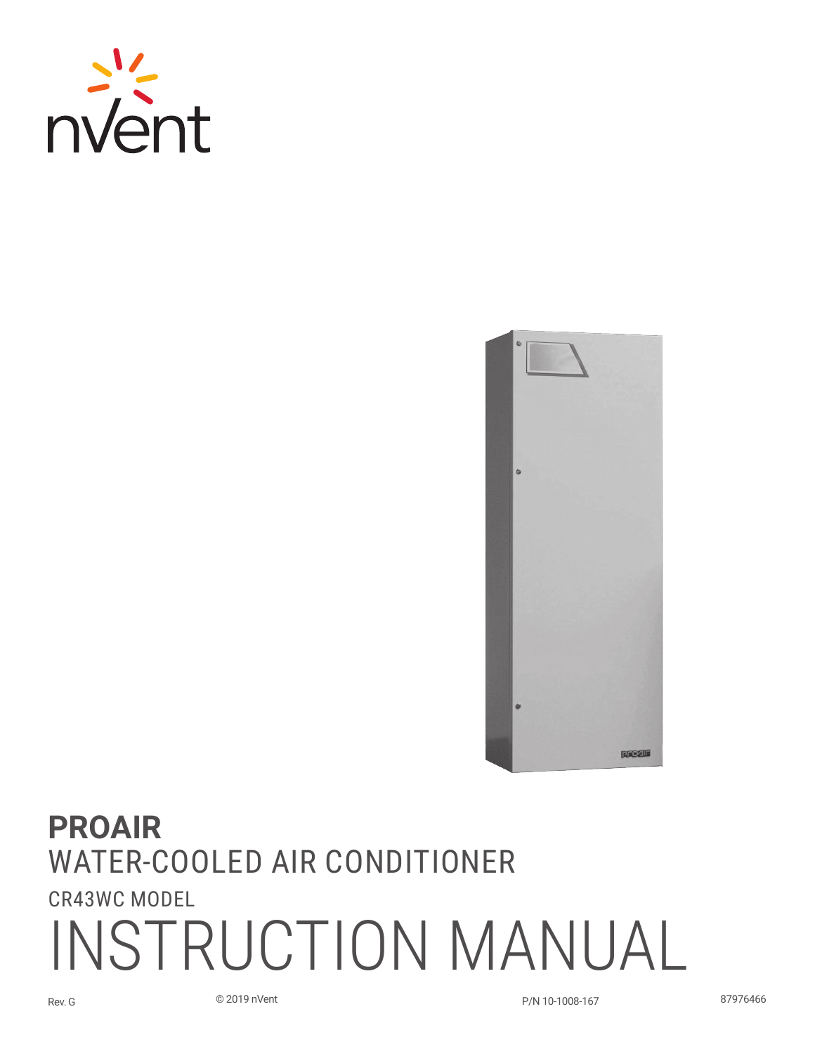nVent

# PROAIR

## WATER-COOLED AIR CONDITIONER

### CR43WC MODEL

# INSTRUCTION MANUAL

Rev. G © 2019 nVent P/N 10-1008-167 87976466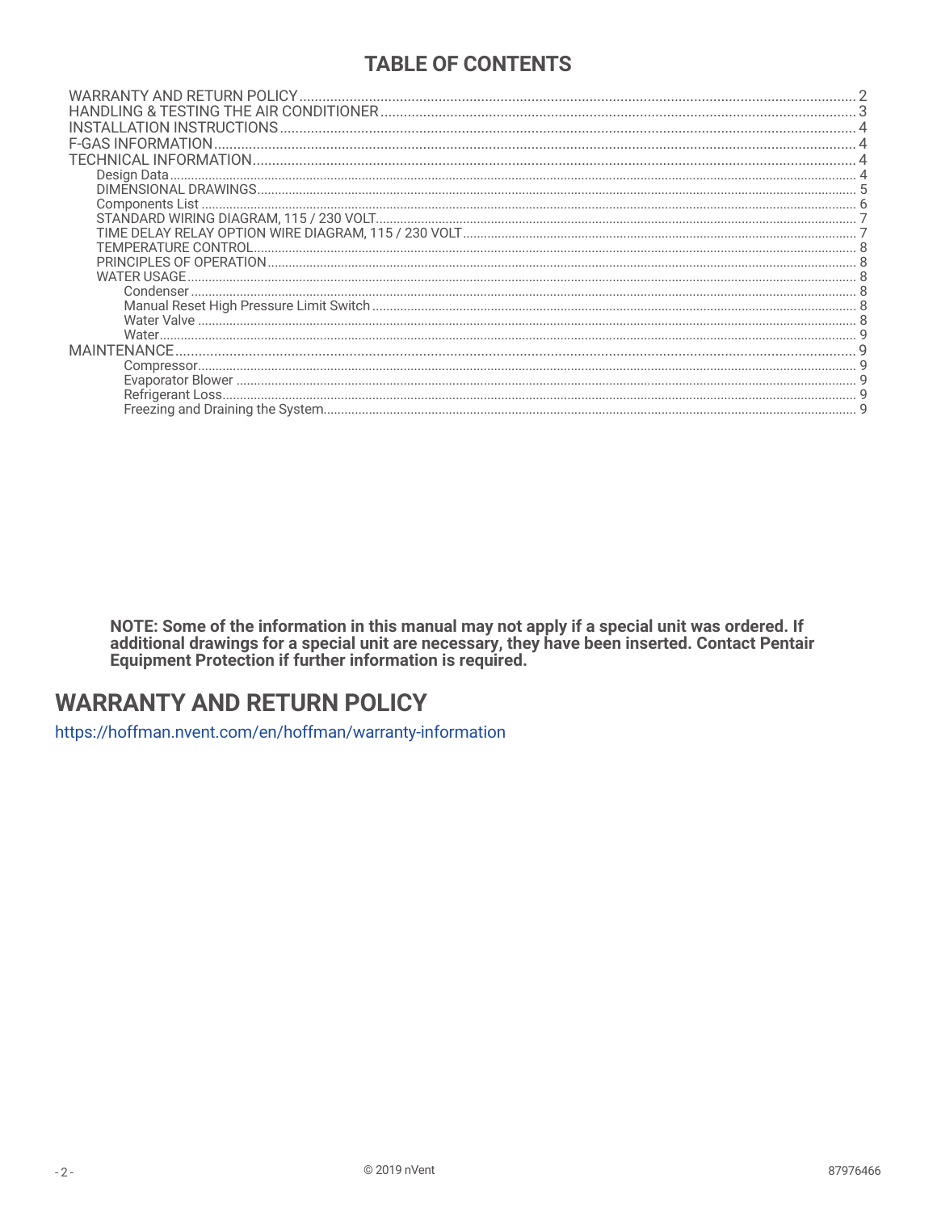## TABLE OF CONTENTS

- WARRANTY AND RETURN POLICY ..... 2
- HANDLING & TESTING THE AIR CONDITIONER ..... 3
- INSTALLATION INSTRUCTIONS ..... 4
- F-GAS INFORMATION ..... 4
- TECHNICAL INFORMATION ..... 4
  - Design Data ..... 4
  - DIMENSIONAL DRAWINGS ..... 5
  - Components List ..... 6
  - STANDARD WIRING DIAGRAM, 115 / 230 VOLT ..... 7
  - TIME DELAY RELAY OPTION WIRE DIAGRAM, 115 / 230 VOLT ..... 7
  - TEMPERATURE CONTROL ..... 8
  - PRINCIPLES OF OPERATION ..... 8
  - WATER USAGE ..... 8
    - Condenser ..... 8
    - Manual Reset High Pressure Limit Switch ..... 8
    - Water Valve ..... 8
    - Water ..... 9
- MAINTENANCE ..... 9
    - Compressor ..... 9
    - Evaporator Blower ..... 9
    - Refrigerant Loss ..... 9
    - Freezing and Draining the System ..... 9

**NOTE: Some of the information in this manual may not apply if a special unit was ordered. If additional drawings for a special unit are necessary, they have been inserted. Contact Pentair Equipment Protection if further information is required.**

## WARRANTY AND RETURN POLICY

https://hoffman.nvent.com/en/hoffman/warranty-information

© 2019 nVent

87976466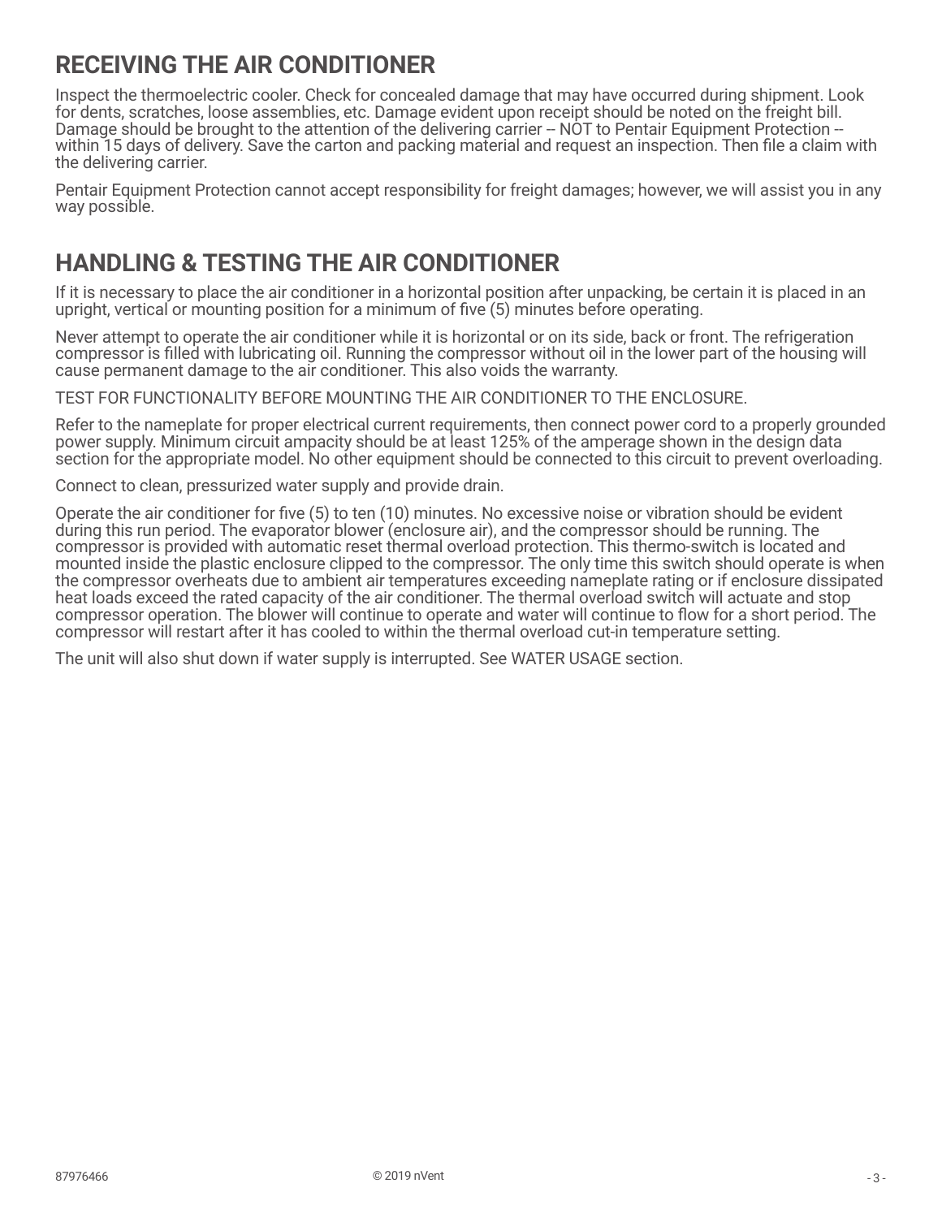## RECEIVING THE AIR CONDITIONER

Inspect the thermoelectric cooler. Check for concealed damage that may have occurred during shipment. Look for dents, scratches, loose assemblies, etc. Damage evident upon receipt should be noted on the freight bill. Damage should be brought to the attention of the delivering carrier -- NOT to Pentair Equipment Protection -- within 15 days of delivery. Save the carton and packing material and request an inspection. Then file a claim with the delivering carrier.

Pentair Equipment Protection cannot accept responsibility for freight damages; however, we will assist you in any way possible.

## HANDLING & TESTING THE AIR CONDITIONER

If it is necessary to place the air conditioner in a horizontal position after unpacking, be certain it is placed in an upright, vertical or mounting position for a minimum of five (5) minutes before operating.

Never attempt to operate the air conditioner while it is horizontal or on its side, back or front. The refrigeration compressor is filled with lubricating oil. Running the compressor without oil in the lower part of the housing will cause permanent damage to the air conditioner. This also voids the warranty.

TEST FOR FUNCTIONALITY BEFORE MOUNTING THE AIR CONDITIONER TO THE ENCLOSURE.

Refer to the nameplate for proper electrical current requirements, then connect power cord to a properly grounded power supply. Minimum circuit ampacity should be at least 125% of the amperage shown in the design data section for the appropriate model. No other equipment should be connected to this circuit to prevent overloading.

Connect to clean, pressurized water supply and provide drain.

Operate the air conditioner for five (5) to ten (10) minutes. No excessive noise or vibration should be evident during this run period. The evaporator blower (enclosure air), and the compressor should be running. The compressor is provided with automatic reset thermal overload protection. This thermo-switch is located and mounted inside the plastic enclosure clipped to the compressor. The only time this switch should operate is when the compressor overheats due to ambient air temperatures exceeding nameplate rating or if enclosure dissipated heat loads exceed the rated capacity of the air conditioner. The thermal overload switch will actuate and stop compressor operation. The blower will continue to operate and water will continue to flow for a short period. The compressor will restart after it has cooled to within the thermal overload cut-in temperature setting.

The unit will also shut down if water supply is interrupted. See WATER USAGE section.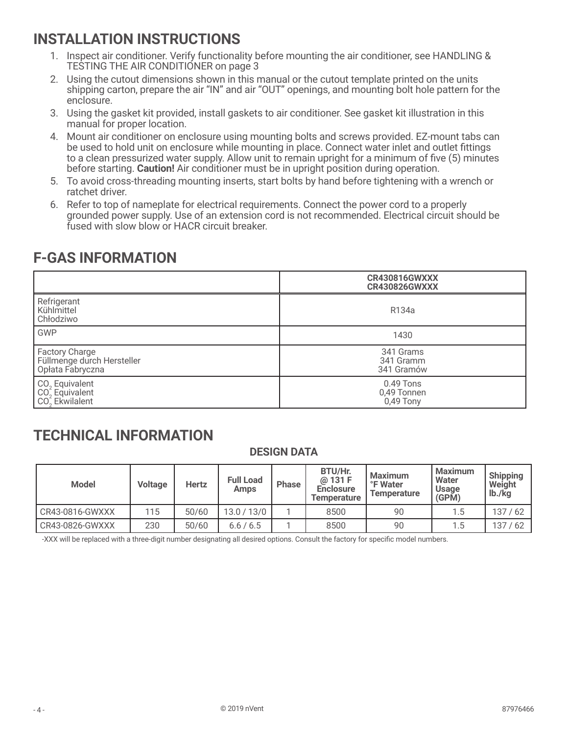## INSTALLATION INSTRUCTIONS

1. Inspect air conditioner. Verify functionality before mounting the air conditioner, see HANDLING & TESTING THE AIR CONDITIONER on page 3
2. Using the cutout dimensions shown in this manual or the cutout template printed on the units shipping carton, prepare the air "IN" and air "OUT" openings, and mounting bolt hole pattern for the enclosure.
3. Using the gasket kit provided, install gaskets to air conditioner. See gasket kit illustration in this manual for proper location.
4. Mount air conditioner on enclosure using mounting bolts and screws provided. EZ-mount tabs can be used to hold unit on enclosure while mounting in place. Connect water inlet and outlet fittings to a clean pressurized water supply. Allow unit to remain upright for a minimum of five (5) minutes before starting. **Caution!** Air conditioner must be in upright position during operation.
5. To avoid cross-threading mounting inserts, start bolts by hand before tightening with a wrench or ratchet driver.
6. Refer to top of nameplate for electrical requirements. Connect the power cord to a properly grounded power supply. Use of an extension cord is not recommended. Electrical circuit should be fused with slow blow or HACR circuit breaker.

## F-GAS INFORMATION

| | **CR430816GWXXX**<br>**CR430826GWXXX** |
|---|---|
| Refrigerant<br>Kühlmittel<br>Chłodziwo | R134a |
| GWP | 1430 |
| Factory Charge<br>Füllmenge durch Hersteller<br>Opłata Fabryczna | 341 Grams<br>341 Gramm<br>341 Gramów |
| $CO_2$ Equivalent<br>$CO_2$ Equivalent<br>$CO_2$ Ekwilalent | 0.49 Tons<br>0,49 Tonnen<br>0,49 Tony |

## TECHNICAL INFORMATION

### DESIGN DATA

| Model | Voltage | Hertz | Full Load Amps | Phase | BTU/Hr. @ 131 F Enclosure Temperature | Maximum °F Water Temperature | Maximum Water Usage (GPM) | Shipping Weight lb./kg |
|---|---|---|---|---|---|---|---|---|
| CR43-0816-GWXXX | 115 | 50/60 | 13.0 / 13/0 | 1 | 8500 | 90 | 1.5 | 137 / 62 |
| CR43-0826-GWXXX | 230 | 50/60 | 6.6 / 6.5 | 1 | 8500 | 90 | 1.5 | 137 / 62 |

-XXX will be replaced with a three-digit number designating all desired options. Consult the factory for specific model numbers.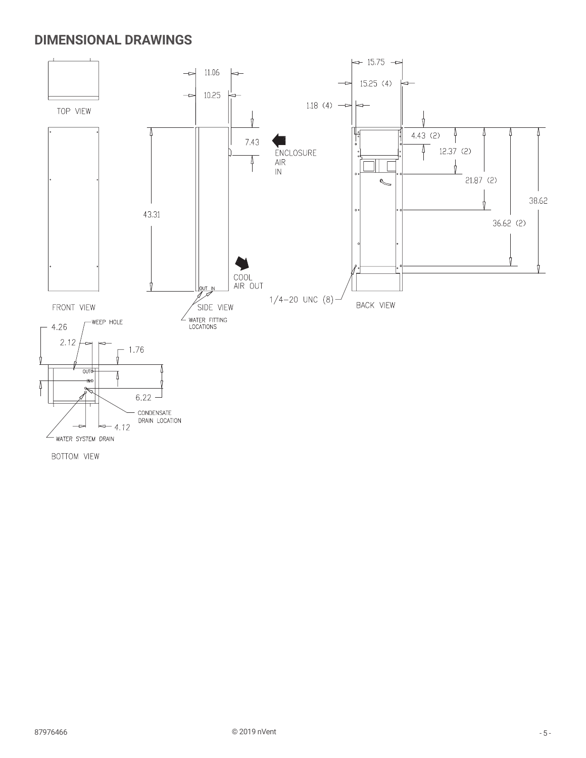## DIMENSIONAL DRAWINGS

TOP VIEW

FRONT VIEW

11.06

10.25

43.31

7.43

ENCLOSURE AIR IN

COOL AIR OUT

OUT IN

SIDE VIEW

WATER FITTING LOCATIONS

15.75

15.25 (4)

1.18 (4)

4.43 (2)

12.37 (2)

21.87 (2)

38.62

36.62 (2)

1/4–20 UNC (8)

BACK VIEW

4.26

WEEP HOLE

2.12

1.76

OUT

IN

6.22

CONDENSATE DRAIN LOCATION

4.12

WATER SYSTEM DRAIN

BOTTOM VIEW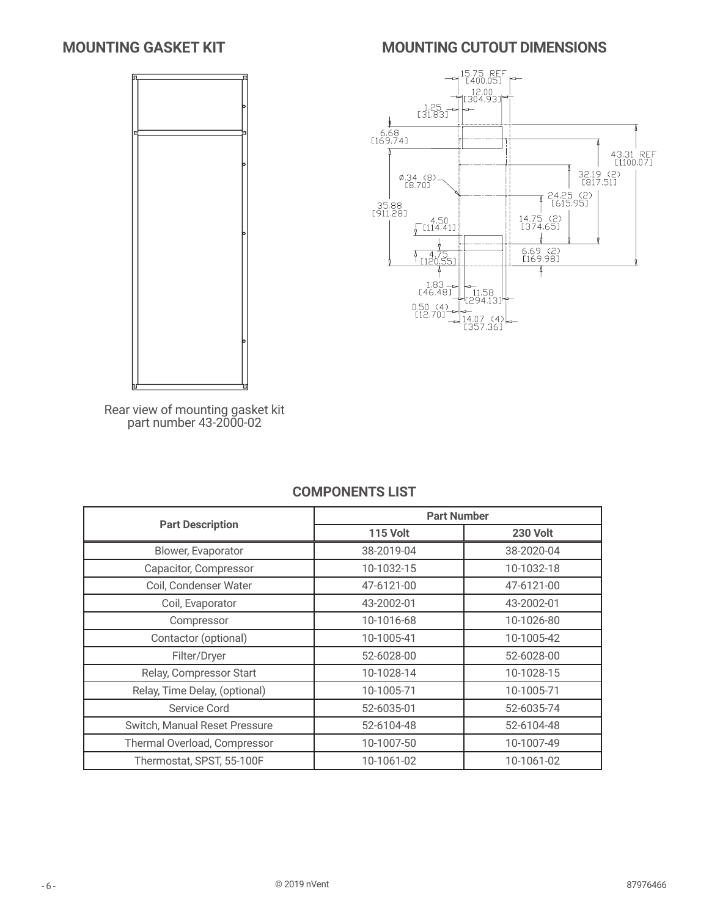## MOUNTING GASKET KIT

Rear view of mounting gasket kit part number 43-2000-02

## MOUNTING CUTOUT DIMENSIONS

15.75 REF [400.05]
12.00 [304.93]
1.25 [31.83]
6.68 [169.74]
43.31 REF [1100.07]
32.19 (2) [817.51]
Ø.34 (8) [8.70]
24.25 (2) [615.95]
35.88 [911.28]
14.75 (2) [374.65]
4.50 [114.41]
6.69 (2) [169.98]
4.75 [120.55]
1.83 [46.48]
11.58 [294.13]
0.50 (4) [12.70]
14.07 (4) [357.36]

## COMPONENTS LIST

| Part Description | Part Number | |
|---|---|---|
| | 115 Volt | 230 Volt |
| Blower, Evaporator | 38-2019-04 | 38-2020-04 |
| Capacitor, Compressor | 10-1032-15 | 10-1032-18 |
| Coil, Condenser Water | 47-6121-00 | 47-6121-00 |
| Coil, Evaporator | 43-2002-01 | 43-2002-01 |
| Compressor | 10-1016-68 | 10-1026-80 |
| Contactor (optional) | 10-1005-41 | 10-1005-42 |
| Filter/Dryer | 52-6028-00 | 52-6028-00 |
| Relay, Compressor Start | 10-1028-14 | 10-1028-15 |
| Relay, Time Delay, (optional) | 10-1005-71 | 10-1005-71 |
| Service Cord | 52-6035-01 | 52-6035-74 |
| Switch, Manual Reset Pressure | 52-6104-48 | 52-6104-48 |
| Thermal Overload, Compressor | 10-1007-50 | 10-1007-49 |
| Thermostat, SPST, 55-100F | 10-1061-02 | 10-1061-02 |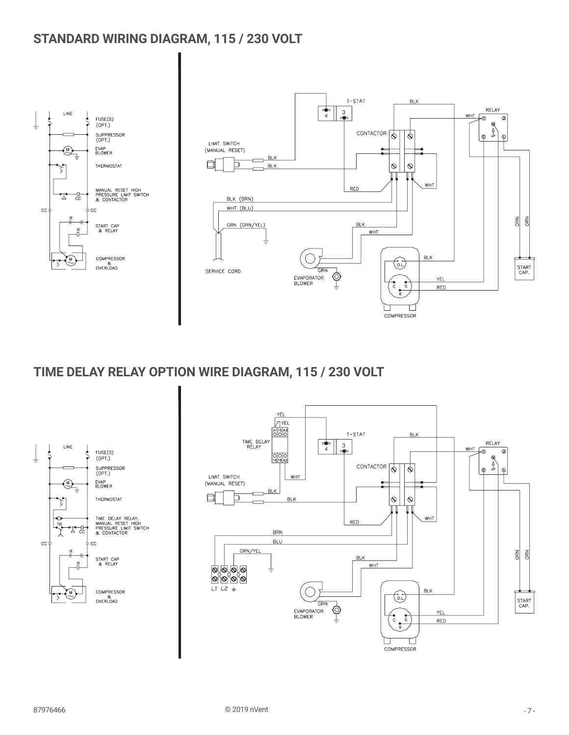## STANDARD WIRING DIAGRAM, 115 / 230 VOLT

LINE

FUSE(S) (OPT.)

SUPPRESSOR (OPT.)

EVAP BLOWER

THERMOSTAT

MANUAL RESET HIGH PRESSURE LIMIT SWITCH & CONTACTOR

START CAP & RELAY

COMPRESSOR & OVERLOAD

T-STAT

LIMIT SWITCH (MANUAL RESET)

CONTACTOR

RELAY

SERVICE CORD

EVAPORATOR BLOWER

START CAP.

COMPRESSOR

## TIME DELAY RELAY OPTION WIRE DIAGRAM, 115 / 230 VOLT

LINE

FUSE(S) (OPT.)

SUPPRESSOR (OPT.)

EVAP BLOWER

THERMOSTAT

TIME DELAY RELAY, MANUAL RESET HIGH PRESSURE LIMIT SWITCH & CONTACTOR

START CAP & RELAY

COMPRESSOR & OVERLOAD

TIME DELAY RELAY

T-STAT

LIMIT SWITCH (MANUAL RESET)

CONTACTOR

RELAY

L1 L2

EVAPORATOR BLOWER

START CAP.

COMPRESSOR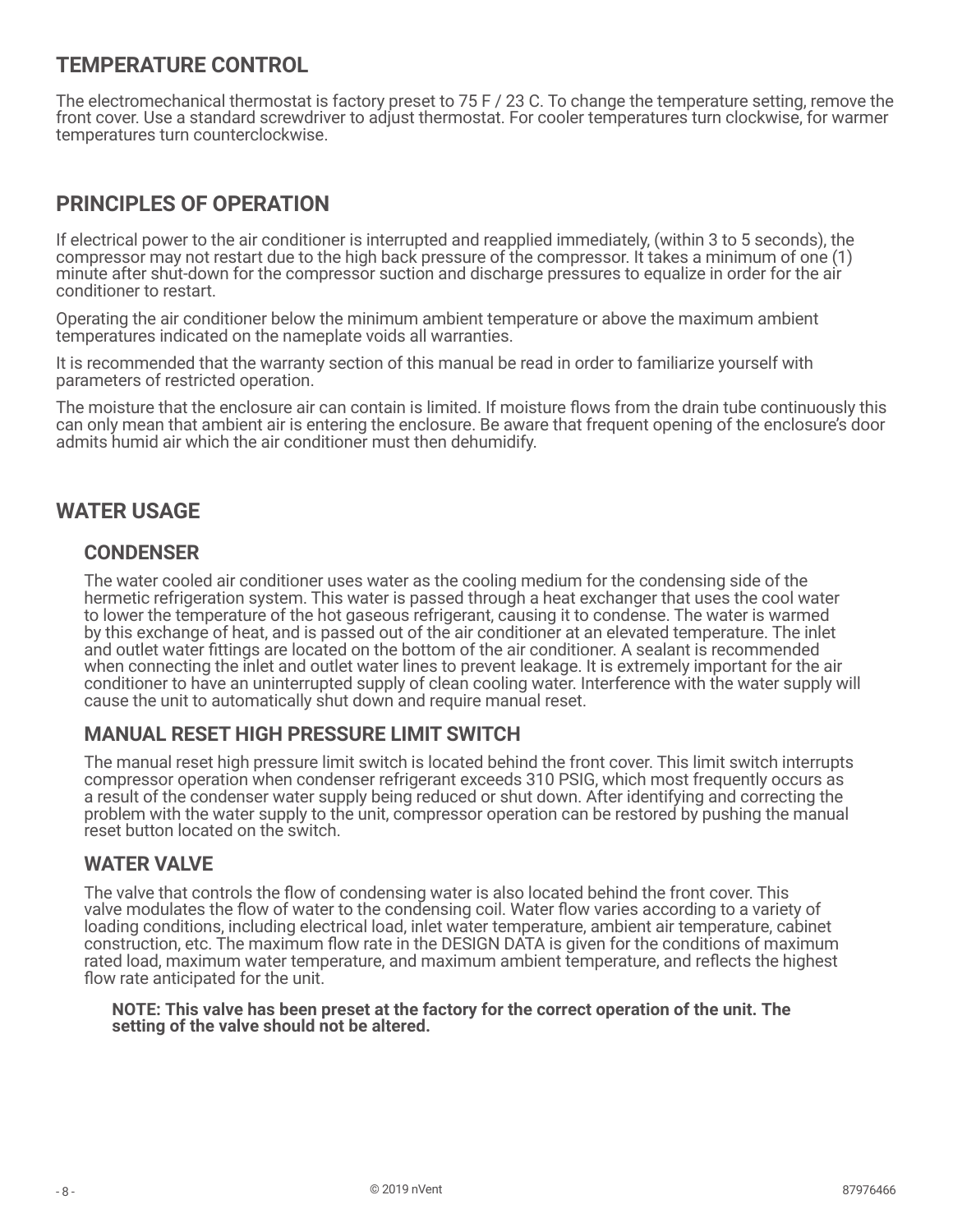## TEMPERATURE CONTROL

The electromechanical thermostat is factory preset to 75 F / 23 C. To change the temperature setting, remove the front cover. Use a standard screwdriver to adjust thermostat. For cooler temperatures turn clockwise, for warmer temperatures turn counterclockwise.

## PRINCIPLES OF OPERATION

If electrical power to the air conditioner is interrupted and reapplied immediately, (within 3 to 5 seconds), the compressor may not restart due to the high back pressure of the compressor. It takes a minimum of one (1) minute after shut-down for the compressor suction and discharge pressures to equalize in order for the air conditioner to restart.

Operating the air conditioner below the minimum ambient temperature or above the maximum ambient temperatures indicated on the nameplate voids all warranties.

It is recommended that the warranty section of this manual be read in order to familiarize yourself with parameters of restricted operation.

The moisture that the enclosure air can contain is limited. If moisture flows from the drain tube continuously this can only mean that ambient air is entering the enclosure. Be aware that frequent opening of the enclosure's door admits humid air which the air conditioner must then dehumidify.

## WATER USAGE

### CONDENSER

The water cooled air conditioner uses water as the cooling medium for the condensing side of the hermetic refrigeration system. This water is passed through a heat exchanger that uses the cool water to lower the temperature of the hot gaseous refrigerant, causing it to condense. The water is warmed by this exchange of heat, and is passed out of the air conditioner at an elevated temperature. The inlet and outlet water fittings are located on the bottom of the air conditioner. A sealant is recommended when connecting the inlet and outlet water lines to prevent leakage. It is extremely important for the air conditioner to have an uninterrupted supply of clean cooling water. Interference with the water supply will cause the unit to automatically shut down and require manual reset.

### MANUAL RESET HIGH PRESSURE LIMIT SWITCH

The manual reset high pressure limit switch is located behind the front cover. This limit switch interrupts compressor operation when condenser refrigerant exceeds 310 PSIG, which most frequently occurs as a result of the condenser water supply being reduced or shut down. After identifying and correcting the problem with the water supply to the unit, compressor operation can be restored by pushing the manual reset button located on the switch.

### WATER VALVE

The valve that controls the flow of condensing water is also located behind the front cover. This valve modulates the flow of water to the condensing coil. Water flow varies according to a variety of loading conditions, including electrical load, inlet water temperature, ambient air temperature, cabinet construction, etc. The maximum flow rate in the DESIGN DATA is given for the conditions of maximum rated load, maximum water temperature, and maximum ambient temperature, and reflects the highest flow rate anticipated for the unit.

**NOTE: This valve has been preset at the factory for the correct operation of the unit. The setting of the valve should not be altered.**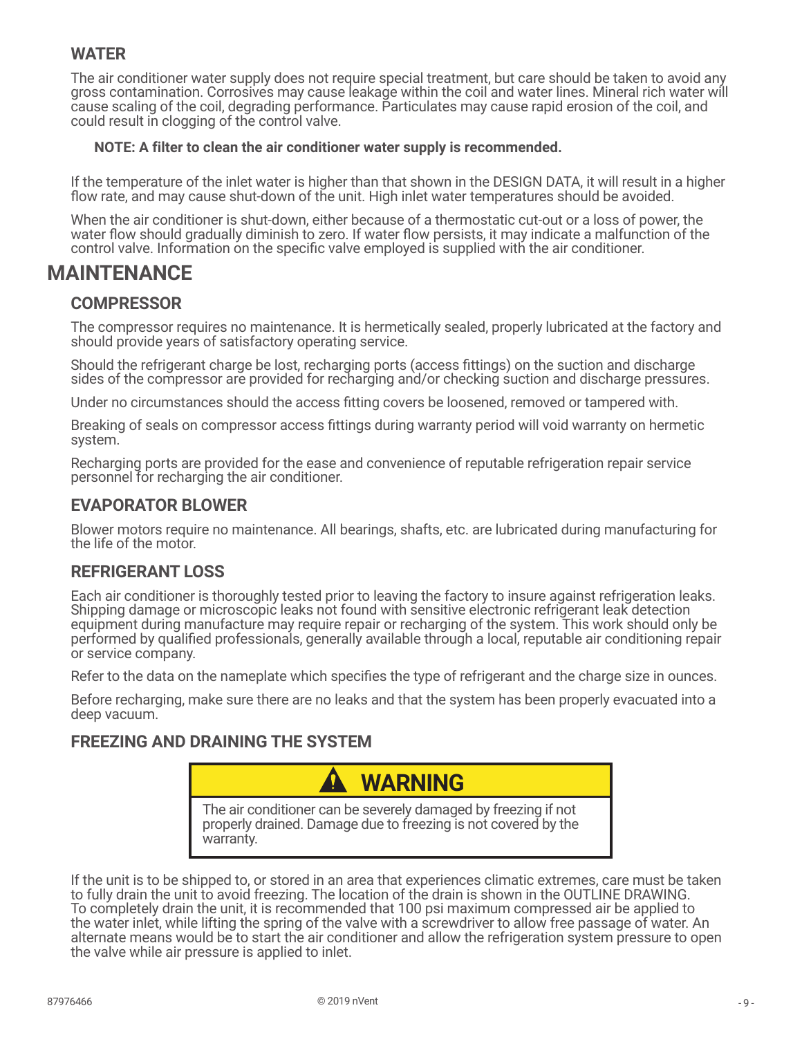### WATER

The air conditioner water supply does not require special treatment, but care should be taken to avoid any gross contamination. Corrosives may cause leakage within the coil and water lines. Mineral rich water will cause scaling of the coil, degrading performance. Particulates may cause rapid erosion of the coil, and could result in clogging of the control valve.

**NOTE: A filter to clean the air conditioner water supply is recommended.**

If the temperature of the inlet water is higher than that shown in the DESIGN DATA, it will result in a higher flow rate, and may cause shut-down of the unit. High inlet water temperatures should be avoided.

When the air conditioner is shut-down, either because of a thermostatic cut-out or a loss of power, the water flow should gradually diminish to zero. If water flow persists, it may indicate a malfunction of the control valve. Information on the specific valve employed is supplied with the air conditioner.

## MAINTENANCE

### COMPRESSOR

The compressor requires no maintenance. It is hermetically sealed, properly lubricated at the factory and should provide years of satisfactory operating service.

Should the refrigerant charge be lost, recharging ports (access fittings) on the suction and discharge sides of the compressor are provided for recharging and/or checking suction and discharge pressures.

Under no circumstances should the access fitting covers be loosened, removed or tampered with.

Breaking of seals on compressor access fittings during warranty period will void warranty on hermetic system.

Recharging ports are provided for the ease and convenience of reputable refrigeration repair service personnel for recharging the air conditioner.

### EVAPORATOR BLOWER

Blower motors require no maintenance. All bearings, shafts, etc. are lubricated during manufacturing for the life of the motor.

### REFRIGERANT LOSS

Each air conditioner is thoroughly tested prior to leaving the factory to insure against refrigeration leaks. Shipping damage or microscopic leaks not found with sensitive electronic refrigerant leak detection equipment during manufacture may require repair or recharging of the system. This work should only be performed by qualified professionals, generally available through a local, reputable air conditioning repair or service company.

Refer to the data on the nameplate which specifies the type of refrigerant and the charge size in ounces.

Before recharging, make sure there are no leaks and that the system has been properly evacuated into a deep vacuum.

### FREEZING AND DRAINING THE SYSTEM

> **WARNING**
>
> The air conditioner can be severely damaged by freezing if not properly drained. Damage due to freezing is not covered by the warranty.

If the unit is to be shipped to, or stored in an area that experiences climatic extremes, care must be taken to fully drain the unit to avoid freezing. The location of the drain is shown in the OUTLINE DRAWING. To completely drain the unit, it is recommended that 100 psi maximum compressed air be applied to the water inlet, while lifting the spring of the valve with a screwdriver to allow free passage of water. An alternate means would be to start the air conditioner and allow the refrigeration system pressure to open the valve while air pressure is applied to inlet.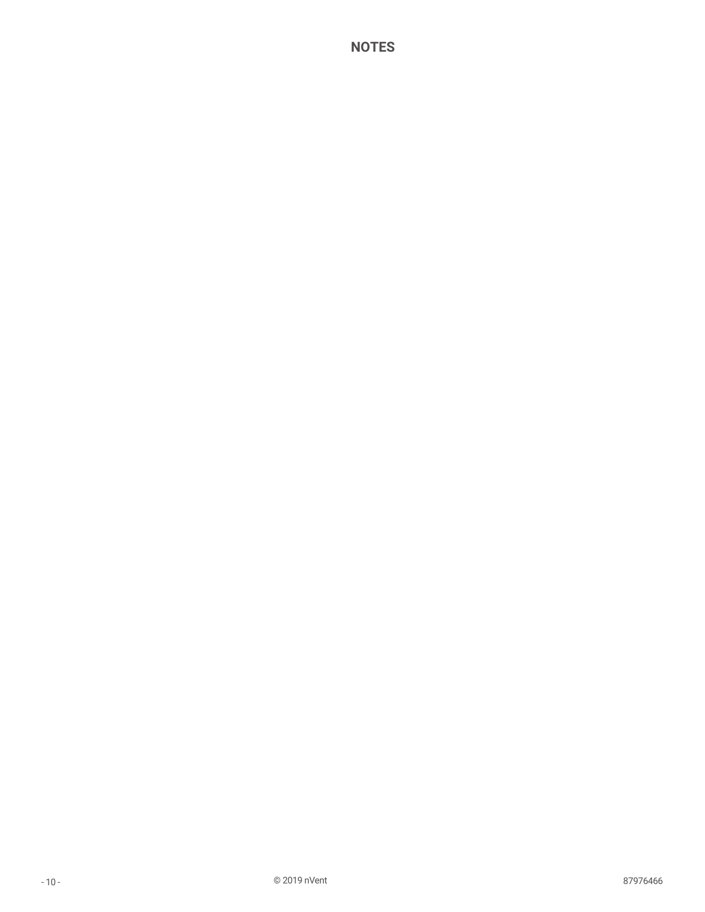# NOTES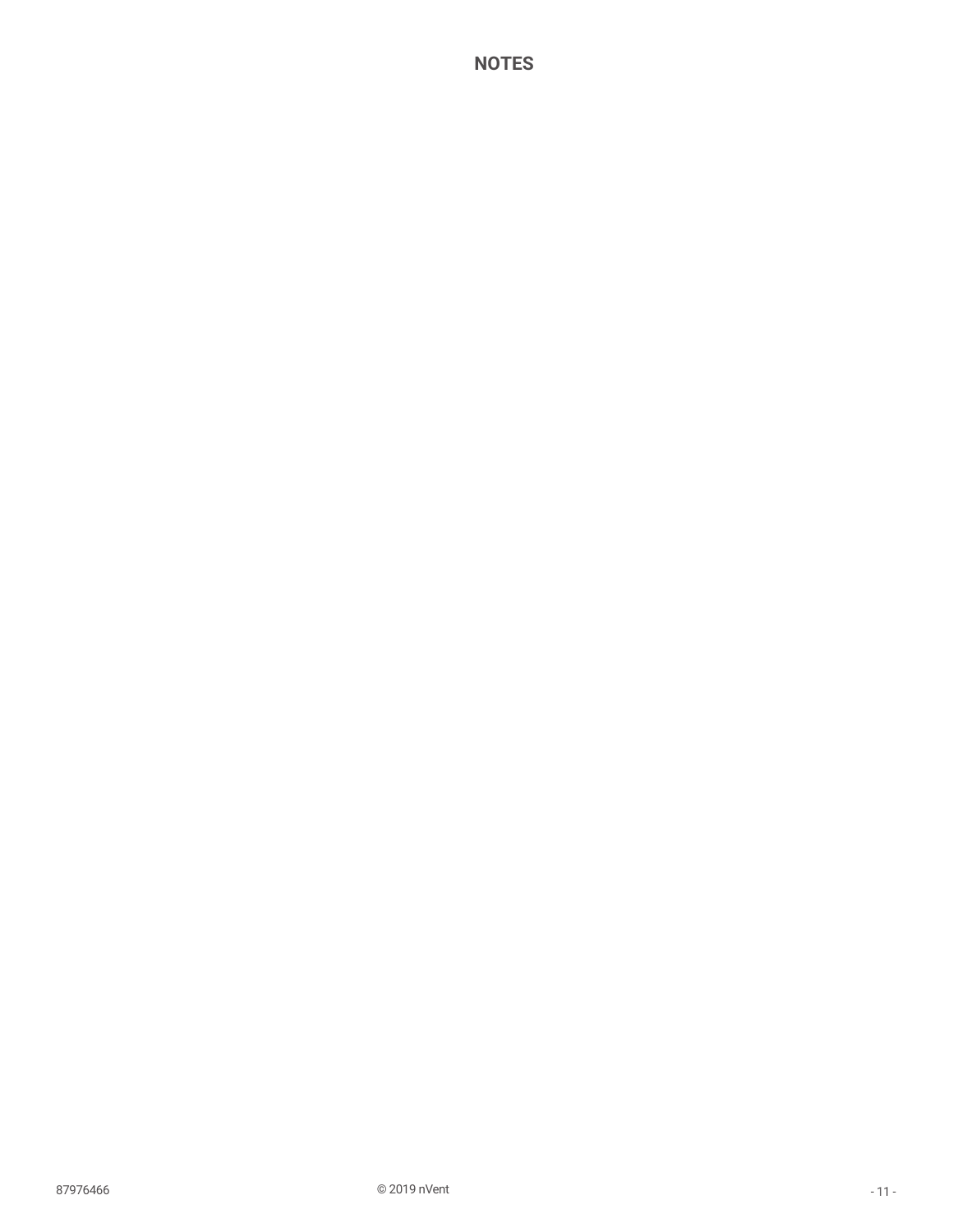# NOTES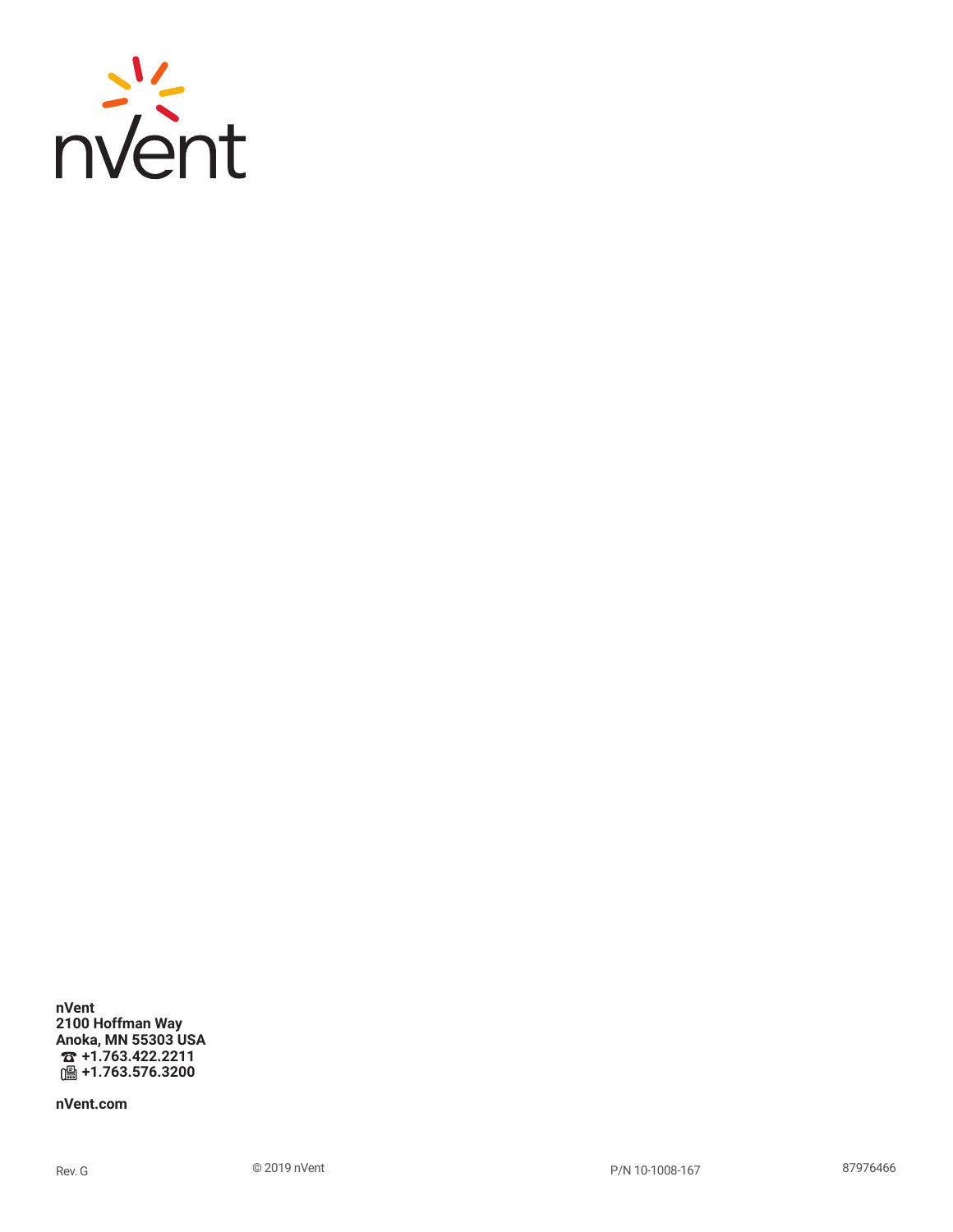nVent

**nVent**
**2100 Hoffman Way**
**Anoka, MN 55303 USA**
**☎ +1.763.422.2211**
**📠 +1.763.576.3200**

**nVent.com**

Rev. G © 2019 nVent P/N 10-1008-167 87976466